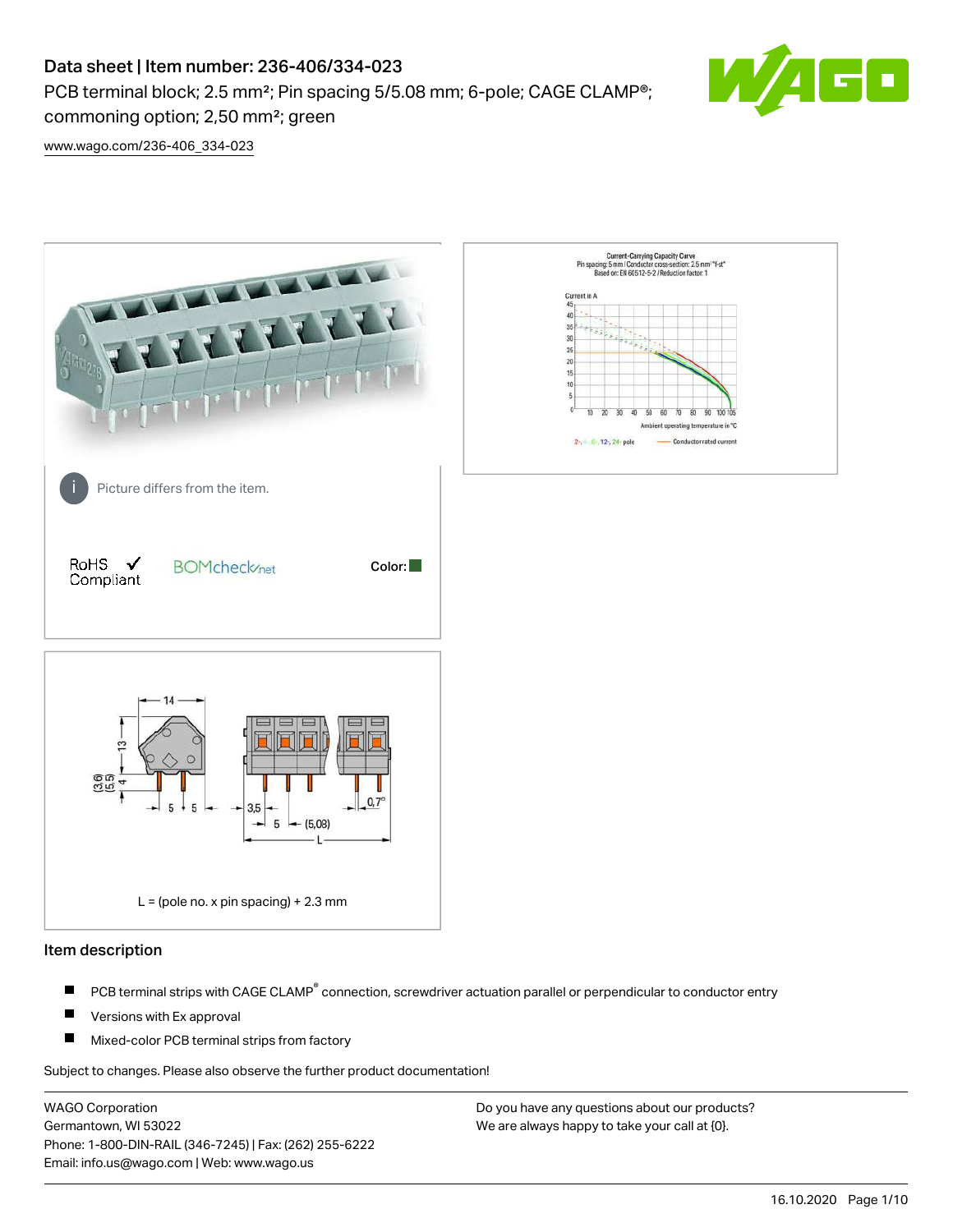# Data sheet | Item number: 236-406/334-023

PCB terminal block; 2.5 mm²; Pin spacing 5/5.08 mm; 6-pole; CAGE CLAMP®; commoning option; 2,50 mm²; green

www.wago.com/236-406_334-023

Picture differs from the item.

RoHS ✓ Compliant

BOMcheck.net

Color:

L = (pole no. x pin spacing) + 2.3 mm

## Item description

- PCB terminal strips with CAGE CLAMP® connection, screwdriver actuation parallel or perpendicular to conductor entry
- Versions with Ex approval
- Mixed-color PCB terminal strips from factory

Subject to changes. Please also observe the further product documentation!

WAGO Corporation
Germantown, WI 53022
Phone: 1-800-DIN-RAIL (346-7245) | Fax: (262) 255-6222
Email: info.us@wago.com | Web: www.wago.us

Do you have any questions about our products?
We are always happy to take your call at {0}.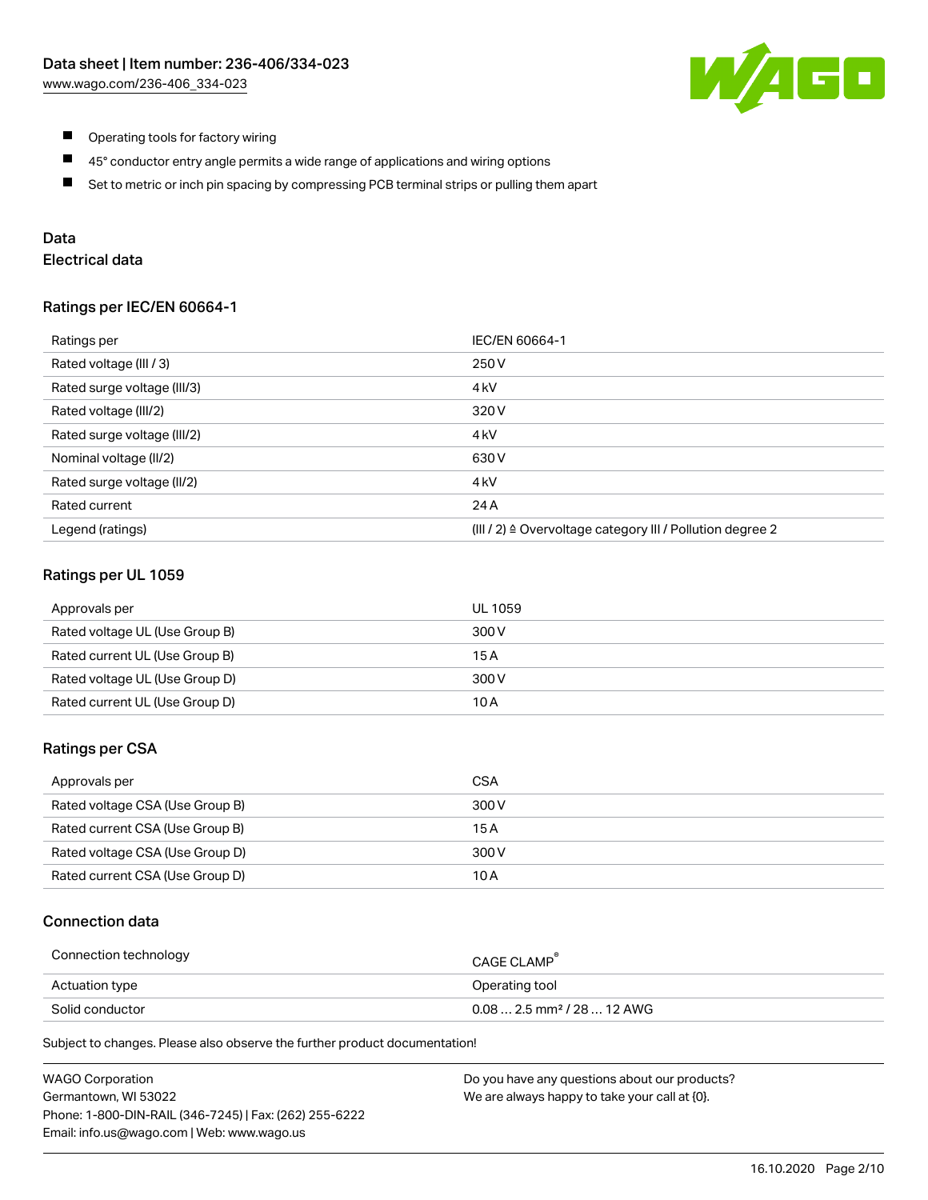- Operating tools for factory wiring
- 45° conductor entry angle permits a wide range of applications and wiring options
- Set to metric or inch pin spacing by compressing PCB terminal strips or pulling them apart

## Data

### Electrical data

#### Ratings per IEC/EN 60664-1

| Ratings per | IEC/EN 60664-1 |
| --- | --- |
| Rated voltage (III / 3) | 250 V |
| Rated surge voltage (III/3) | 4 kV |
| Rated voltage (III/2) | 320 V |
| Rated surge voltage (III/2) | 4 kV |
| Nominal voltage (II/2) | 630 V |
| Rated surge voltage (II/2) | 4 kV |
| Rated current | 24 A |
| Legend (ratings) | (III / 2) ≙ Overvoltage category III / Pollution degree 2 |

#### Ratings per UL 1059

| Approvals per | UL 1059 |
| --- | --- |
| Rated voltage UL (Use Group B) | 300 V |
| Rated current UL (Use Group B) | 15 A |
| Rated voltage UL (Use Group D) | 300 V |
| Rated current UL (Use Group D) | 10 A |

#### Ratings per CSA

| Approvals per | CSA |
| --- | --- |
| Rated voltage CSA (Use Group B) | 300 V |
| Rated current CSA (Use Group B) | 15 A |
| Rated voltage CSA (Use Group D) | 300 V |
| Rated current CSA (Use Group D) | 10 A |

#### Connection data

| Connection technology | CAGE CLAMP® |
| --- | --- |
| Actuation type | Operating tool |
| Solid conductor | 0.08 … 2.5 mm² / 28 … 12 AWG |

Subject to changes. Please also observe the further product documentation!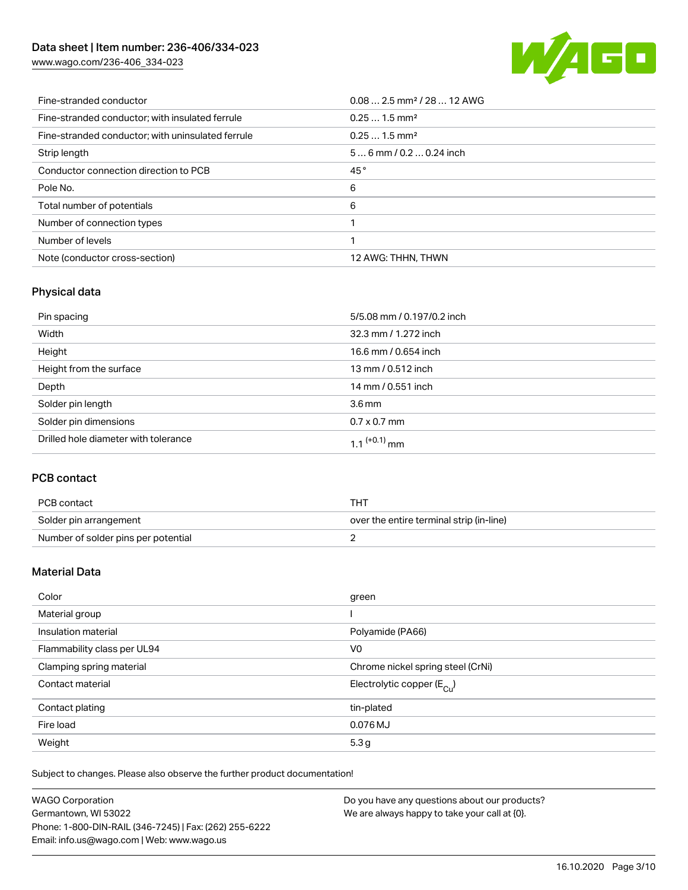| | |
|---|---|
| Fine-stranded conductor | 0.08 … 2.5 mm² / 28 … 12 AWG |
| Fine-stranded conductor; with insulated ferrule | 0.25 … 1.5 mm² |
| Fine-stranded conductor; with uninsulated ferrule | 0.25 … 1.5 mm² |
| Strip length | 5 … 6 mm / 0.2 … 0.24 inch |
| Conductor connection direction to PCB | 45 ° |
| Pole No. | 6 |
| Total number of potentials | 6 |
| Number of connection types | 1 |
| Number of levels | 1 |
| Note (conductor cross-section) | 12 AWG: THHN, THWN |

## Physical data

| | |
|---|---|
| Pin spacing | 5/5.08 mm / 0.197/0.2 inch |
| Width | 32.3 mm / 1.272 inch |
| Height | 16.6 mm / 0.654 inch |
| Height from the surface | 13 mm / 0.512 inch |
| Depth | 14 mm / 0.551 inch |
| Solder pin length | 3.6 mm |
| Solder pin dimensions | 0.7 x 0.7 mm |
| Drilled hole diameter with tolerance | $1.1^{(+0.1)}$ mm |

## PCB contact

| | |
|---|---|
| PCB contact | THT |
| Solder pin arrangement | over the entire terminal strip (in-line) |
| Number of solder pins per potential | 2 |

## Material Data

| | |
|---|---|
| Color | green |
| Material group | I |
| Insulation material | Polyamide (PA66) |
| Flammability class per UL94 | V0 |
| Clamping spring material | Chrome nickel spring steel (CrNi) |
| Contact material | Electrolytic copper ($E_{Cu}$) |
| Contact plating | tin-plated |
| Fire load | 0.076 MJ |
| Weight | 5.3 g |

Subject to changes. Please also observe the further product documentation!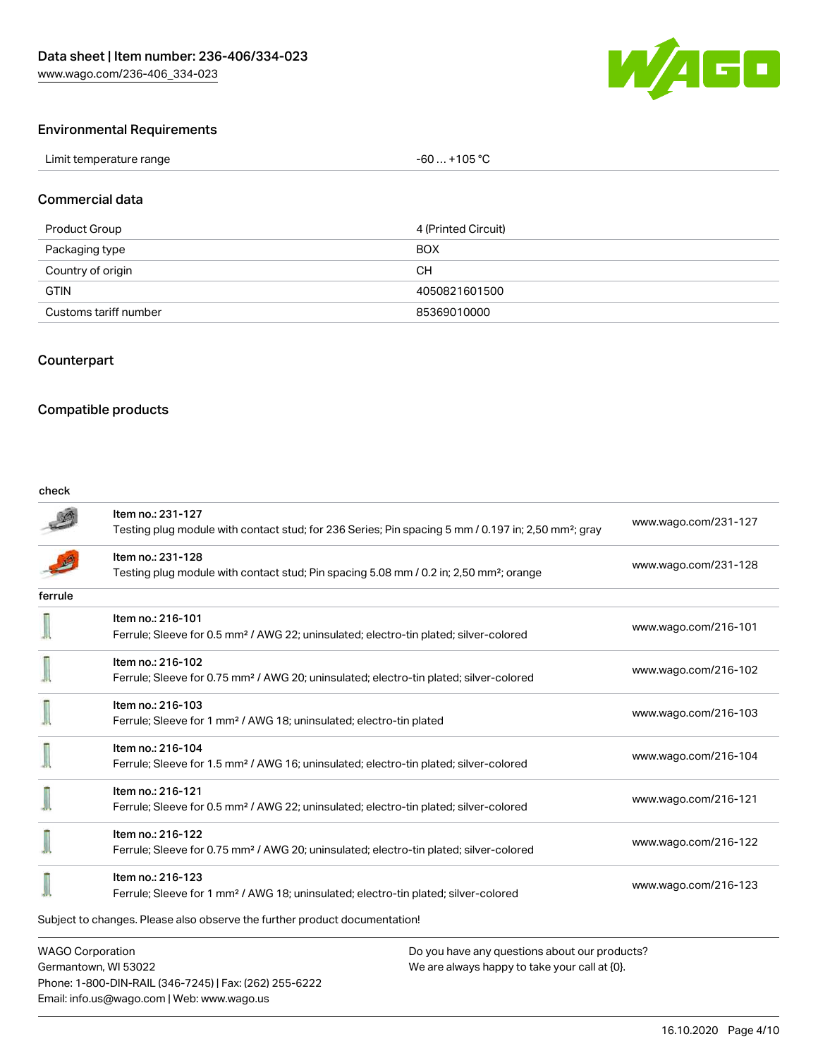## Environmental Requirements

| Limit temperature range | -60 … +105 °C |
| --- | --- |

## Commercial data

| Product Group | 4 (Printed Circuit) |
| --- | --- |
| Packaging type | BOX |
| Country of origin | CH |
| GTIN | 4050821601500 |
| Customs tariff number | 85369010000 |

## Counterpart

## Compatible products

check

| | | |
| --- | --- | --- |
| | Item no.: 231-127<br>Testing plug module with contact stud; for 236 Series; Pin spacing 5 mm / 0.197 in; 2,50 mm²; gray | www.wago.com/231-127 |
| | Item no.: 231-128<br>Testing plug module with contact stud; Pin spacing 5.08 mm / 0.2 in; 2,50 mm²; orange | www.wago.com/231-128 |

ferrule

| | | |
| --- | --- | --- |
| | Item no.: 216-101<br>Ferrule; Sleeve for 0.5 mm² / AWG 22; uninsulated; electro-tin plated; silver-colored | www.wago.com/216-101 |
| | Item no.: 216-102<br>Ferrule; Sleeve for 0.75 mm² / AWG 20; uninsulated; electro-tin plated; silver-colored | www.wago.com/216-102 |
| | Item no.: 216-103<br>Ferrule; Sleeve for 1 mm² / AWG 18; uninsulated; electro-tin plated | www.wago.com/216-103 |
| | Item no.: 216-104<br>Ferrule; Sleeve for 1.5 mm² / AWG 16; uninsulated; electro-tin plated; silver-colored | www.wago.com/216-104 |
| | Item no.: 216-121<br>Ferrule; Sleeve for 0.5 mm² / AWG 22; uninsulated; electro-tin plated; silver-colored | www.wago.com/216-121 |
| | Item no.: 216-122<br>Ferrule; Sleeve for 0.75 mm² / AWG 20; uninsulated; electro-tin plated; silver-colored | www.wago.com/216-122 |
| | Item no.: 216-123<br>Ferrule; Sleeve for 1 mm² / AWG 18; uninsulated; electro-tin plated; silver-colored | www.wago.com/216-123 |

Subject to changes. Please also observe the further product documentation!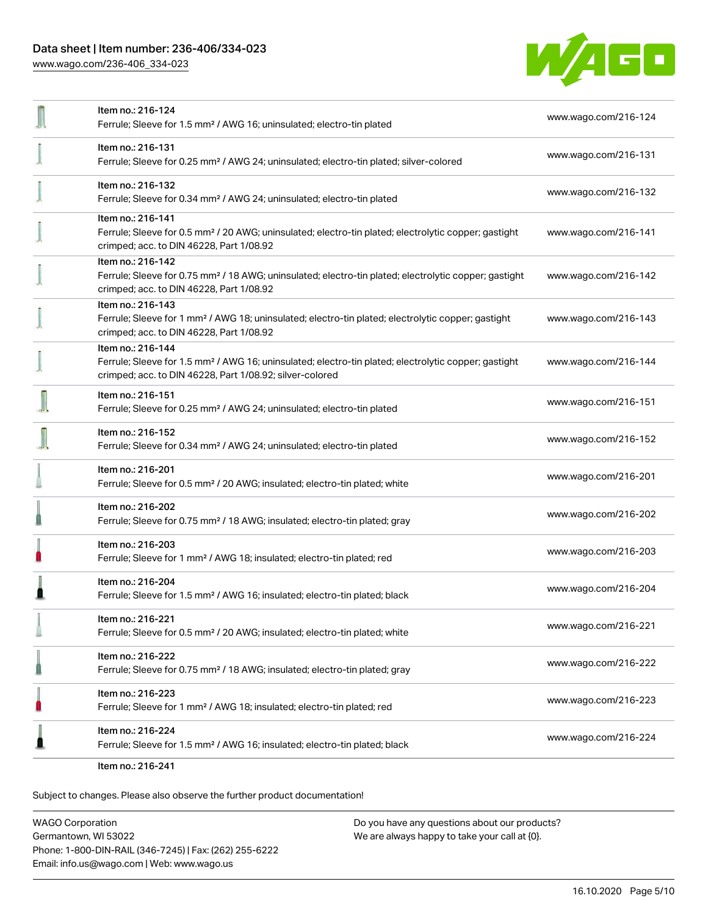| | | |
|---|---|---|
| | Item no.: 216-124<br>Ferrule; Sleeve for 1.5 mm² / AWG 16; uninsulated; electro-tin plated | www.wago.com/216-124 |
| | Item no.: 216-131<br>Ferrule; Sleeve for 0.25 mm² / AWG 24; uninsulated; electro-tin plated; silver-colored | www.wago.com/216-131 |
| | Item no.: 216-132<br>Ferrule; Sleeve for 0.34 mm² / AWG 24; uninsulated; electro-tin plated | www.wago.com/216-132 |
| | Item no.: 216-141<br>Ferrule; Sleeve for 0.5 mm² / 20 AWG; uninsulated; electro-tin plated; electrolytic copper; gastight crimped; acc. to DIN 46228, Part 1/08.92 | www.wago.com/216-141 |
| | Item no.: 216-142<br>Ferrule; Sleeve for 0.75 mm² / 18 AWG; uninsulated; electro-tin plated; electrolytic copper; gastight crimped; acc. to DIN 46228, Part 1/08.92 | www.wago.com/216-142 |
| | Item no.: 216-143<br>Ferrule; Sleeve for 1 mm² / AWG 18; uninsulated; electro-tin plated; electrolytic copper; gastight crimped; acc. to DIN 46228, Part 1/08.92 | www.wago.com/216-143 |
| | Item no.: 216-144<br>Ferrule; Sleeve for 1.5 mm² / AWG 16; uninsulated; electro-tin plated; electrolytic copper; gastight crimped; acc. to DIN 46228, Part 1/08.92; silver-colored | www.wago.com/216-144 |
| | Item no.: 216-151<br>Ferrule; Sleeve for 0.25 mm² / AWG 24; uninsulated; electro-tin plated | www.wago.com/216-151 |
| | Item no.: 216-152<br>Ferrule; Sleeve for 0.34 mm² / AWG 24; uninsulated; electro-tin plated | www.wago.com/216-152 |
| | Item no.: 216-201<br>Ferrule; Sleeve for 0.5 mm² / 20 AWG; insulated; electro-tin plated; white | www.wago.com/216-201 |
| | Item no.: 216-202<br>Ferrule; Sleeve for 0.75 mm² / 18 AWG; insulated; electro-tin plated; gray | www.wago.com/216-202 |
| | Item no.: 216-203<br>Ferrule; Sleeve for 1 mm² / AWG 18; insulated; electro-tin plated; red | www.wago.com/216-203 |
| | Item no.: 216-204<br>Ferrule; Sleeve for 1.5 mm² / AWG 16; insulated; electro-tin plated; black | www.wago.com/216-204 |
| | Item no.: 216-221<br>Ferrule; Sleeve for 0.5 mm² / 20 AWG; insulated; electro-tin plated; white | www.wago.com/216-221 |
| | Item no.: 216-222<br>Ferrule; Sleeve for 0.75 mm² / 18 AWG; insulated; electro-tin plated; gray | www.wago.com/216-222 |
| | Item no.: 216-223<br>Ferrule; Sleeve for 1 mm² / AWG 18; insulated; electro-tin plated; red | www.wago.com/216-223 |
| | Item no.: 216-224<br>Ferrule; Sleeve for 1.5 mm² / AWG 16; insulated; electro-tin plated; black | www.wago.com/216-224 |
| | Item no.: 216-241 | |

Subject to changes. Please also observe the further product documentation!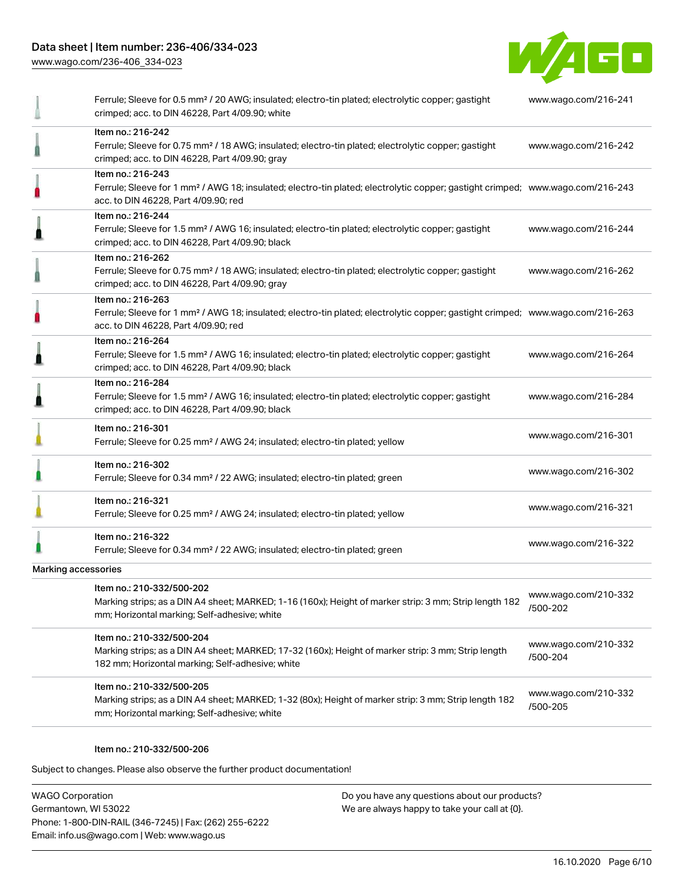| | | |
|---|---|---|
| | Ferrule; Sleeve for 0.5 mm² / 20 AWG; insulated; electro-tin plated; electrolytic copper; gastight crimped; acc. to DIN 46228, Part 4/09.90; white | www.wago.com/216-241 |
| | Item no.: 216-242<br>Ferrule; Sleeve for 0.75 mm² / 18 AWG; insulated; electro-tin plated; electrolytic copper; gastight crimped; acc. to DIN 46228, Part 4/09.90; gray | www.wago.com/216-242 |
| | Item no.: 216-243<br>Ferrule; Sleeve for 1 mm² / AWG 18; insulated; electro-tin plated; electrolytic copper; gastight crimped; acc. to DIN 46228, Part 4/09.90; red | www.wago.com/216-243 |
| | Item no.: 216-244<br>Ferrule; Sleeve for 1.5 mm² / AWG 16; insulated; electro-tin plated; electrolytic copper; gastight crimped; acc. to DIN 46228, Part 4/09.90; black | www.wago.com/216-244 |
| | Item no.: 216-262<br>Ferrule; Sleeve for 0.75 mm² / 18 AWG; insulated; electro-tin plated; electrolytic copper; gastight crimped; acc. to DIN 46228, Part 4/09.90; gray | www.wago.com/216-262 |
| | Item no.: 216-263<br>Ferrule; Sleeve for 1 mm² / AWG 18; insulated; electro-tin plated; electrolytic copper; gastight crimped; acc. to DIN 46228, Part 4/09.90; red | www.wago.com/216-263 |
| | Item no.: 216-264<br>Ferrule; Sleeve for 1.5 mm² / AWG 16; insulated; electro-tin plated; electrolytic copper; gastight crimped; acc. to DIN 46228, Part 4/09.90; black | www.wago.com/216-264 |
| | Item no.: 216-284<br>Ferrule; Sleeve for 1.5 mm² / AWG 16; insulated; electro-tin plated; electrolytic copper; gastight crimped; acc. to DIN 46228, Part 4/09.90; black | www.wago.com/216-284 |
| | Item no.: 216-301<br>Ferrule; Sleeve for 0.25 mm² / AWG 24; insulated; electro-tin plated; yellow | www.wago.com/216-301 |
| | Item no.: 216-302<br>Ferrule; Sleeve for 0.34 mm² / 22 AWG; insulated; electro-tin plated; green | www.wago.com/216-302 |
| | Item no.: 216-321<br>Ferrule; Sleeve for 0.25 mm² / AWG 24; insulated; electro-tin plated; yellow | www.wago.com/216-321 |
| | Item no.: 216-322<br>Ferrule; Sleeve for 0.34 mm² / 22 AWG; insulated; electro-tin plated; green | www.wago.com/216-322 |
| Marking accessories | | |
| | Item no.: 210-332/500-202<br>Marking strips; as a DIN A4 sheet; MARKED; 1-16 (160x); Height of marker strip: 3 mm; Strip length 182 mm; Horizontal marking; Self-adhesive; white | www.wago.com/210-332/500-202 |
| | Item no.: 210-332/500-204<br>Marking strips; as a DIN A4 sheet; MARKED; 17-32 (160x); Height of marker strip: 3 mm; Strip length 182 mm; Horizontal marking; Self-adhesive; white | www.wago.com/210-332/500-204 |
| | Item no.: 210-332/500-205<br>Marking strips; as a DIN A4 sheet; MARKED; 1-32 (80x); Height of marker strip: 3 mm; Strip length 182 mm; Horizontal marking; Self-adhesive; white | www.wago.com/210-332/500-205 |
| | Item no.: 210-332/500-206 | |

Subject to changes. Please also observe the further product documentation!

WAGO Corporation
Germantown, WI 53022
Phone: 1-800-DIN-RAIL (346-7245) | Fax: (262) 255-6222
Email: info.us@wago.com | Web: www.wago.us

Do you have any questions about our products?
We are always happy to take your call at {0}.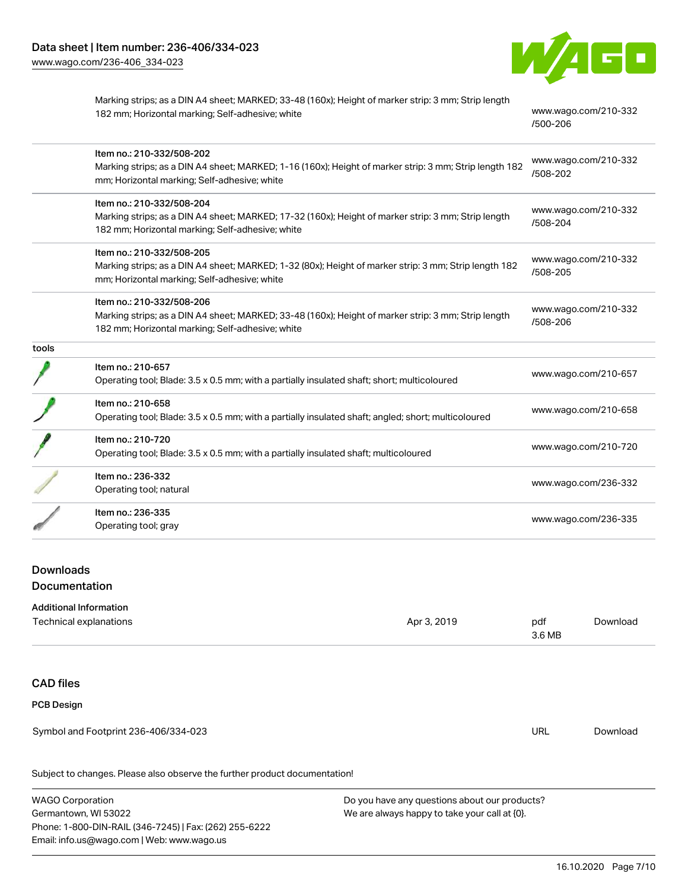| | | |
|---|---|---|
| | Marking strips; as a DIN A4 sheet; MARKED; 33-48 (160x); Height of marker strip: 3 mm; Strip length 182 mm; Horizontal marking; Self-adhesive; white | www.wago.com/210-332/500-206 |
| | Item no.: 210-332/508-202<br>Marking strips; as a DIN A4 sheet; MARKED; 1-16 (160x); Height of marker strip: 3 mm; Strip length 182 mm; Horizontal marking; Self-adhesive; white | www.wago.com/210-332/508-202 |
| | Item no.: 210-332/508-204<br>Marking strips; as a DIN A4 sheet; MARKED; 17-32 (160x); Height of marker strip: 3 mm; Strip length 182 mm; Horizontal marking; Self-adhesive; white | www.wago.com/210-332/508-204 |
| | Item no.: 210-332/508-205<br>Marking strips; as a DIN A4 sheet; MARKED; 1-32 (80x); Height of marker strip: 3 mm; Strip length 182 mm; Horizontal marking; Self-adhesive; white | www.wago.com/210-332/508-205 |
| | Item no.: 210-332/508-206<br>Marking strips; as a DIN A4 sheet; MARKED; 33-48 (160x); Height of marker strip: 3 mm; Strip length 182 mm; Horizontal marking; Self-adhesive; white | www.wago.com/210-332/508-206 |
| tools | | |
| | Item no.: 210-657<br>Operating tool; Blade: 3.5 x 0.5 mm; with a partially insulated shaft; short; multicoloured | www.wago.com/210-657 |
| | Item no.: 210-658<br>Operating tool; Blade: 3.5 x 0.5 mm; with a partially insulated shaft; angled; short; multicoloured | www.wago.com/210-658 |
| | Item no.: 210-720<br>Operating tool; Blade: 3.5 x 0.5 mm; with a partially insulated shaft; multicoloured | www.wago.com/210-720 |
| | Item no.: 236-332<br>Operating tool; natural | www.wago.com/236-332 |
| | Item no.: 236-335<br>Operating tool; gray | www.wago.com/236-335 |

## Downloads

## Documentation

**Additional Information**

| | | | |
|---|---|---|---|
| Technical explanations | Apr 3, 2019 | pdf<br>3.6 MB | Download |

## CAD files

**PCB Design**

| | | |
|---|---|---|
| Symbol and Footprint 236-406/334-023 | URL | Download |

Subject to changes. Please also observe the further product documentation!

WAGO Corporation
Germantown, WI 53022
Phone: 1-800-DIN-RAIL (346-7245) | Fax: (262) 255-6222
Email: info.us@wago.com | Web: www.wago.us

Do you have any questions about our products?
We are always happy to take your call at {0}.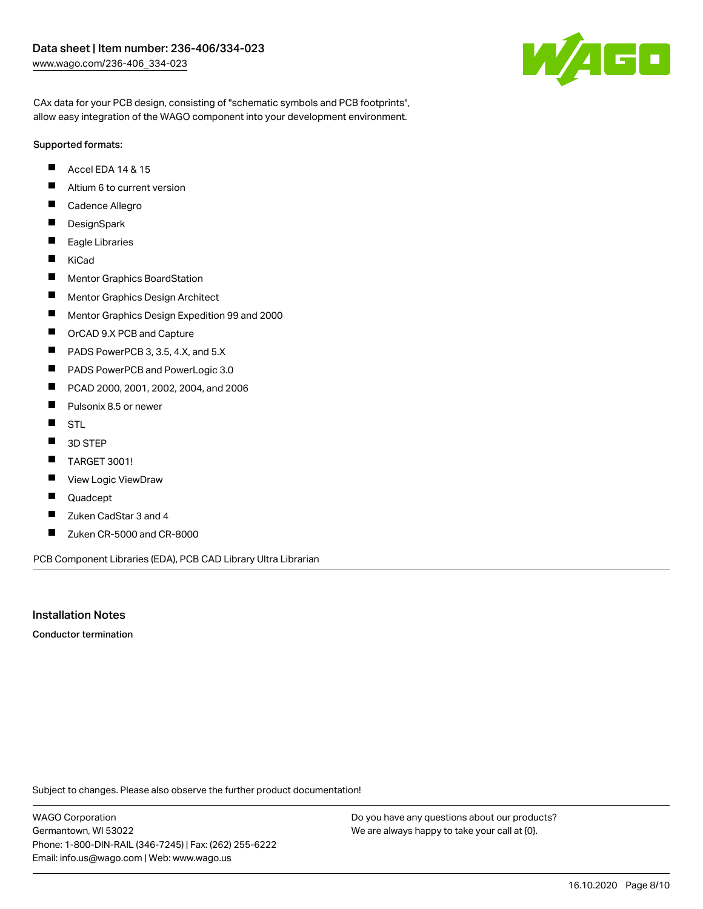CAx data for your PCB design, consisting of "schematic symbols and PCB footprints", allow easy integration of the WAGO component into your development environment.

Supported formats:

- Accel EDA 14 & 15
- Altium 6 to current version
- Cadence Allegro
- DesignSpark
- Eagle Libraries
- KiCad
- Mentor Graphics BoardStation
- Mentor Graphics Design Architect
- Mentor Graphics Design Expedition 99 and 2000
- OrCAD 9.X PCB and Capture
- PADS PowerPCB 3, 3.5, 4.X, and 5.X
- PADS PowerPCB and PowerLogic 3.0
- PCAD 2000, 2001, 2002, 2004, and 2006
- Pulsonix 8.5 or newer
- STL
- 3D STEP
- TARGET 3001!
- View Logic ViewDraw
- Quadcept
- Zuken CadStar 3 and 4
- Zuken CR-5000 and CR-8000

PCB Component Libraries (EDA), PCB CAD Library Ultra Librarian

## Installation Notes

**Conductor termination**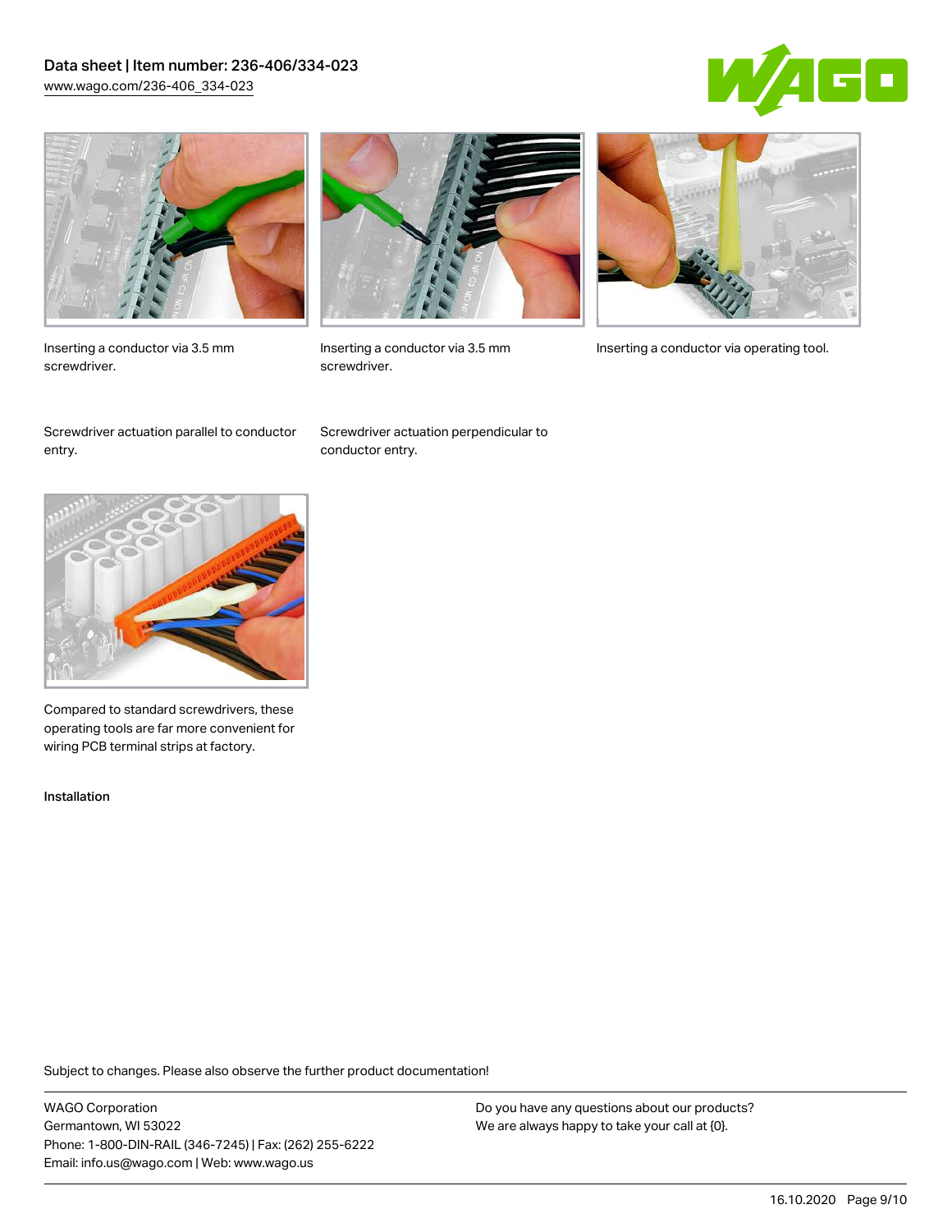Inserting a conductor via 3.5 mm screwdriver.

Inserting a conductor via 3.5 mm screwdriver.

Inserting a conductor via operating tool.

Screwdriver actuation parallel to conductor entry.

Screwdriver actuation perpendicular to conductor entry.

Compared to standard screwdrivers, these operating tools are far more convenient for wiring PCB terminal strips at factory.

Installation

Subject to changes. Please also observe the further product documentation!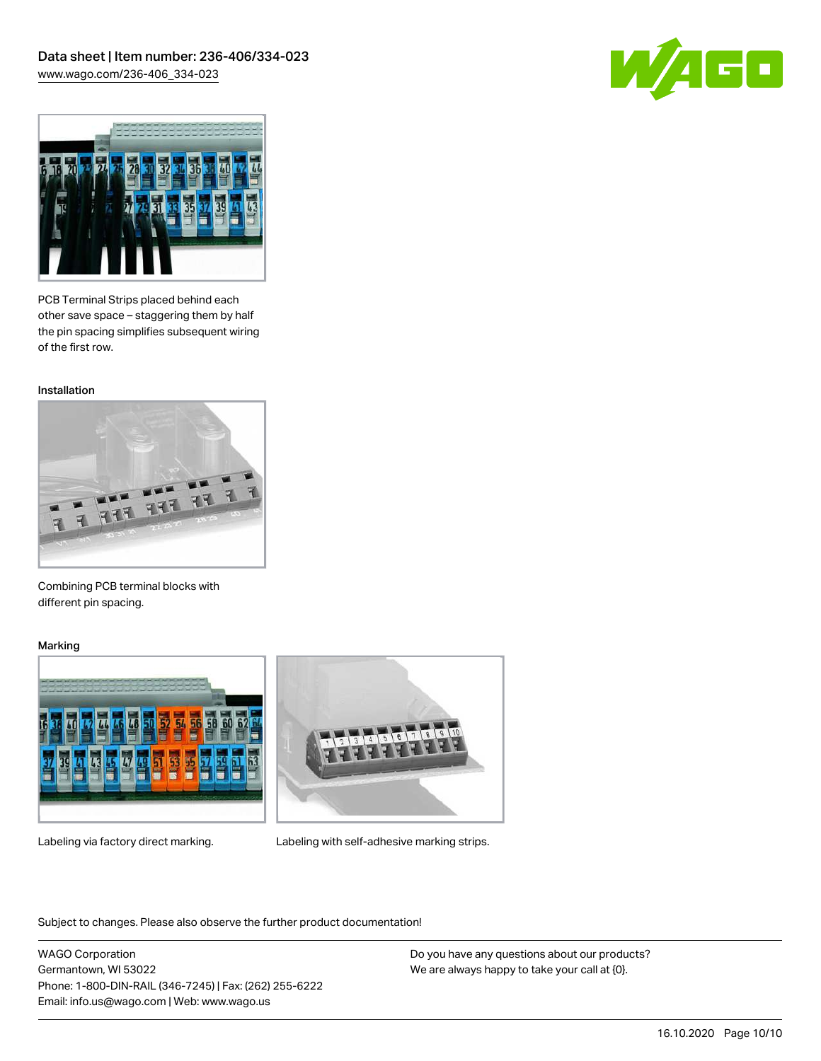PCB Terminal Strips placed behind each other save space – staggering them by half the pin spacing simplifies subsequent wiring of the first row.

### Installation

Combining PCB terminal blocks with different pin spacing.

### Marking

Labeling via factory direct marking.

Labeling with self-adhesive marking strips.

Subject to changes. Please also observe the further product documentation!

WAGO Corporation
Germantown, WI 53022
Phone: 1-800-DIN-RAIL (346-7245) | Fax: (262) 255-6222
Email: info.us@wago.com | Web: www.wago.us

Do you have any questions about our products?
We are always happy to take your call at {0}.